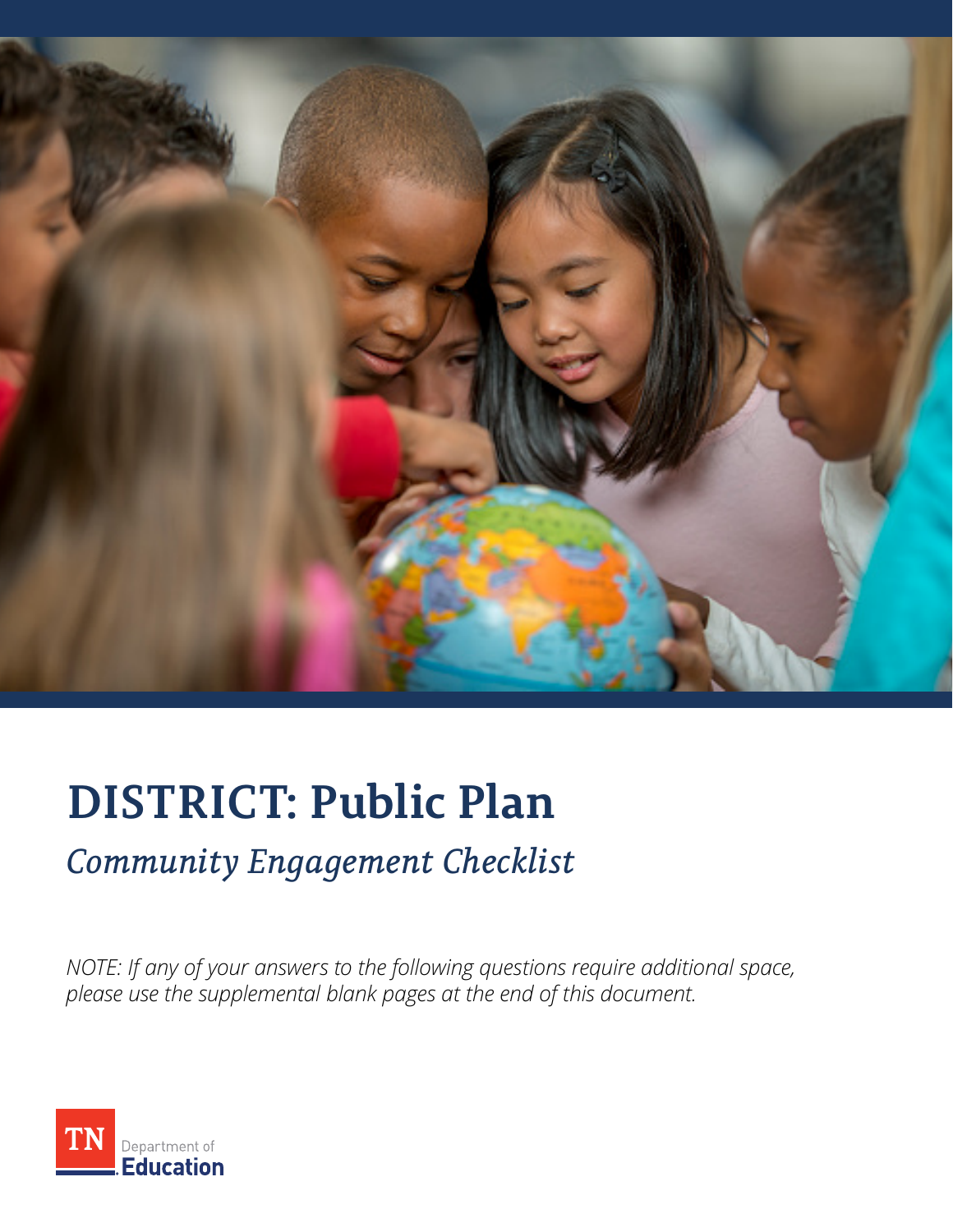# DISTRICT: Public Plan

## *Community Engagement Checklist*

*NOTE: If any of your answers to the following questions require additional space, please use the supplemental blank pages at the end of this document.*

TN Department of Education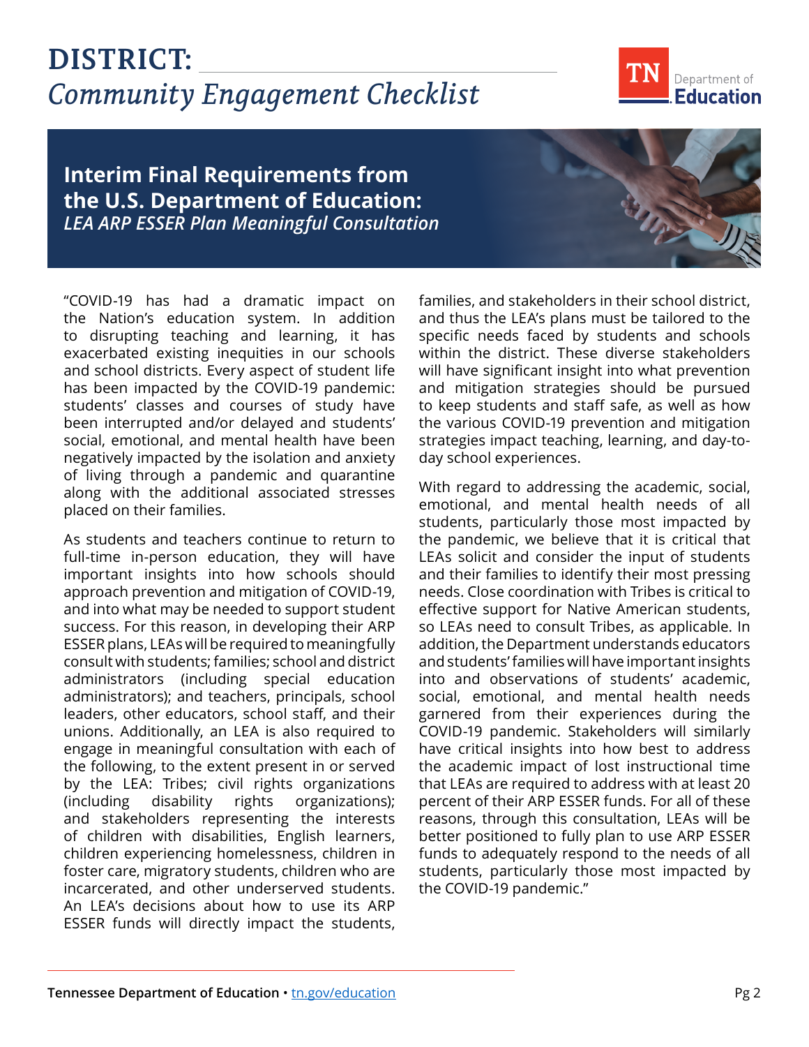# DISTRICT: ___

## *Community Engagement Checklist*

### Interim Final Requirements from the U.S. Department of Education:
### *LEA ARP ESSER Plan Meaningful Consultation*

"COVID-19 has had a dramatic impact on the Nation's education system. In addition to disrupting teaching and learning, it has exacerbated existing inequities in our schools and school districts. Every aspect of student life has been impacted by the COVID-19 pandemic: students' classes and courses of study have been interrupted and/or delayed and students' social, emotional, and mental health have been negatively impacted by the isolation and anxiety of living through a pandemic and quarantine along with the additional associated stresses placed on their families.

As students and teachers continue to return to full-time in-person education, they will have important insights into how schools should approach prevention and mitigation of COVID-19, and into what may be needed to support student success. For this reason, in developing their ARP ESSER plans, LEAs will be required to meaningfully consult with students; families; school and district administrators (including special education administrators); and teachers, principals, school leaders, other educators, school staff, and their unions. Additionally, an LEA is also required to engage in meaningful consultation with each of the following, to the extent present in or served by the LEA: Tribes; civil rights organizations (including disability rights organizations); and stakeholders representing the interests of children with disabilities, English learners, children experiencing homelessness, children in foster care, migratory students, children who are incarcerated, and other underserved students. An LEA's decisions about how to use its ARP ESSER funds will directly impact the students, families, and stakeholders in their school district, and thus the LEA's plans must be tailored to the specific needs faced by students and schools within the district. These diverse stakeholders will have significant insight into what prevention and mitigation strategies should be pursued to keep students and staff safe, as well as how the various COVID-19 prevention and mitigation strategies impact teaching, learning, and day-to-day school experiences.

With regard to addressing the academic, social, emotional, and mental health needs of all students, particularly those most impacted by the pandemic, we believe that it is critical that LEAs solicit and consider the input of students and their families to identify their most pressing needs. Close coordination with Tribes is critical to effective support for Native American students, so LEAs need to consult Tribes, as applicable. In addition, the Department understands educators and students' families will have important insights into and observations of students' academic, social, emotional, and mental health needs garnered from their experiences during the COVID-19 pandemic. Stakeholders will similarly have critical insights into how best to address the academic impact of lost instructional time that LEAs are required to address with at least 20 percent of their ARP ESSER funds. For all of these reasons, through this consultation, LEAs will be better positioned to fully plan to use ARP ESSER funds to adequately respond to the needs of all students, particularly those most impacted by the COVID-19 pandemic."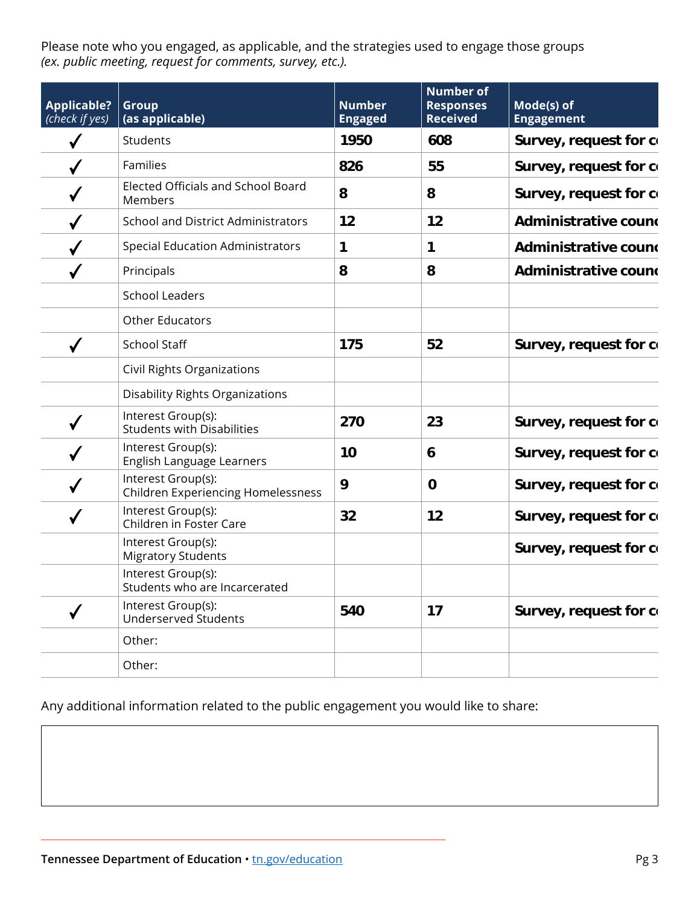Please note who you engaged, as applicable, and the strategies used to engage those groups *(ex. public meeting, request for comments, survey, etc.).*

| Applicable? *(check if yes)* | Group (as applicable) | Number Engaged | Number of Responses Received | Mode(s) of Engagement |
|---|---|---|---|---|
| ✓ | Students | **1950** | **608** | **Survey, request for c** |
| ✓ | Families | **826** | **55** | **Survey, request for c** |
| ✓ | Elected Officials and School Board Members | **8** | **8** | **Survey, request for c** |
| ✓ | School and District Administrators | **12** | **12** | **Administrative counc** |
| ✓ | Special Education Administrators | **1** | **1** | **Administrative counc** |
| ✓ | Principals | **8** | **8** | **Administrative counc** |
| | School Leaders | | | |
| | Other Educators | | | |
| ✓ | School Staff | **175** | **52** | **Survey, request for c** |
| | Civil Rights Organizations | | | |
| | Disability Rights Organizations | | | |
| ✓ | Interest Group(s): Students with Disabilities | **270** | **23** | **Survey, request for c** |
| ✓ | Interest Group(s): English Language Learners | **10** | **6** | **Survey, request for c** |
| ✓ | Interest Group(s): Children Experiencing Homelessness | **9** | **0** | **Survey, request for c** |
| ✓ | Interest Group(s): Children in Foster Care | **32** | **12** | **Survey, request for c** |
| | Interest Group(s): Migratory Students | | | **Survey, request for c** |
| | Interest Group(s): Students who are Incarcerated | | | |
| ✓ | Interest Group(s): Underserved Students | **540** | **17** | **Survey, request for c** |
| | Other: | | | |
| | Other: | | | |

Any additional information related to the public engagement you would like to share: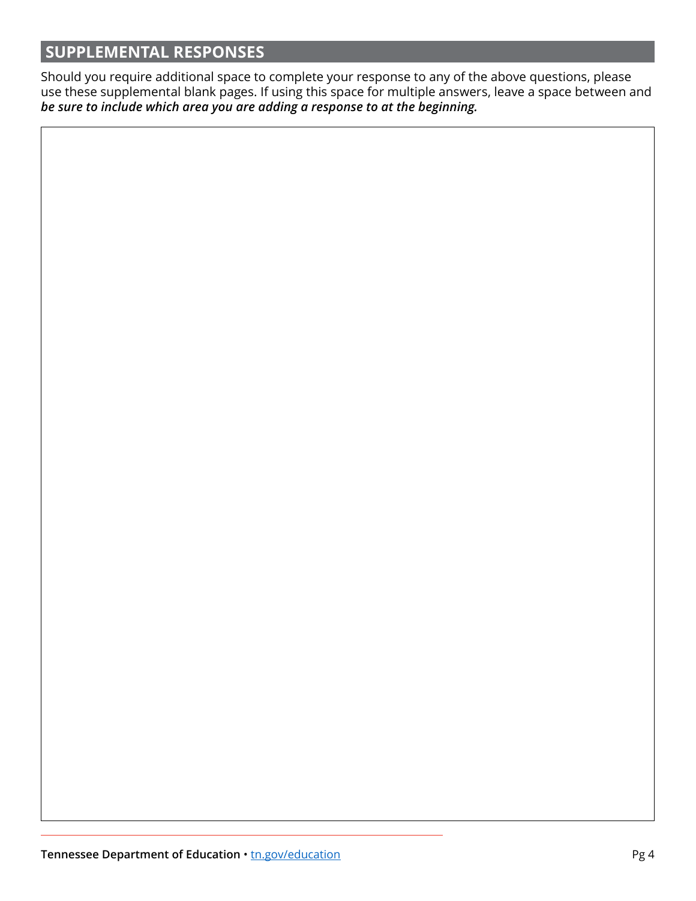## SUPPLEMENTAL RESPONSES

Should you require additional space to complete your response to any of the above questions, please use these supplemental blank pages. If using this space for multiple answers, leave a space between and ***be sure to include which area you are adding a response to at the beginning.***